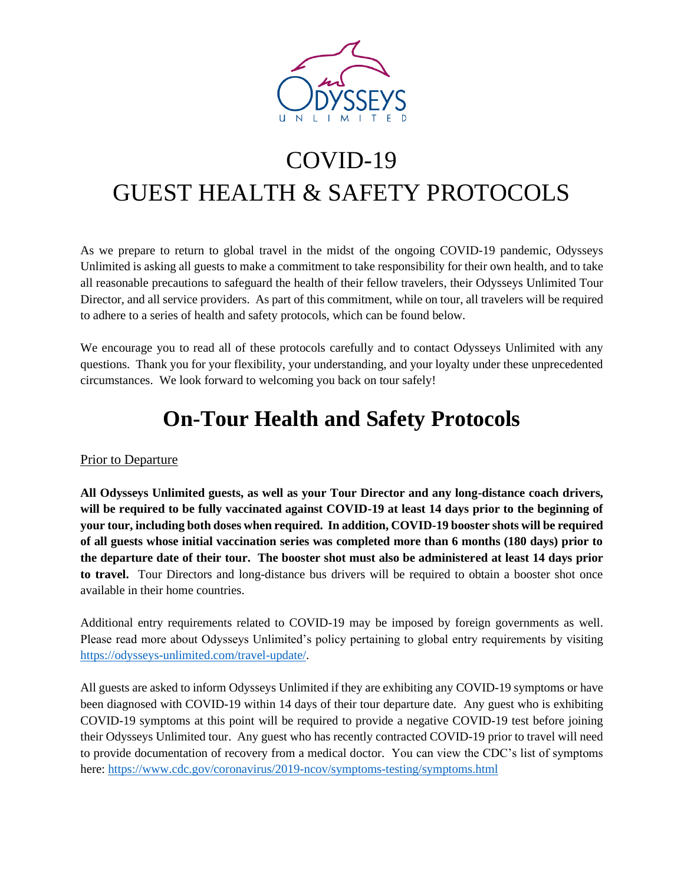# COVID-19
# GUEST HEALTH & SAFETY PROTOCOLS

As we prepare to return to global travel in the midst of the ongoing COVID-19 pandemic, Odysseys Unlimited is asking all guests to make a commitment to take responsibility for their own health, and to take all reasonable precautions to safeguard the health of their fellow travelers, their Odysseys Unlimited Tour Director, and all service providers. As part of this commitment, while on tour, all travelers will be required to adhere to a series of health and safety protocols, which can be found below.

We encourage you to read all of these protocols carefully and to contact Odysseys Unlimited with any questions. Thank you for your flexibility, your understanding, and your loyalty under these unprecedented circumstances. We look forward to welcoming you back on tour safely!

## On-Tour Health and Safety Protocols

Prior to Departure

**All Odysseys Unlimited guests, as well as your Tour Director and any long-distance coach drivers, will be required to be fully vaccinated against COVID-19 at least 14 days prior to the beginning of your tour, including both doses when required. In addition, COVID-19 booster shots will be required of all guests whose initial vaccination series was completed more than 6 months (180 days) prior to the departure date of their tour. The booster shot must also be administered at least 14 days prior to travel.** Tour Directors and long-distance bus drivers will be required to obtain a booster shot once available in their home countries.

Additional entry requirements related to COVID-19 may be imposed by foreign governments as well. Please read more about Odysseys Unlimited's policy pertaining to global entry requirements by visiting https://odysseys-unlimited.com/travel-update/.

All guests are asked to inform Odysseys Unlimited if they are exhibiting any COVID-19 symptoms or have been diagnosed with COVID-19 within 14 days of their tour departure date. Any guest who is exhibiting COVID-19 symptoms at this point will be required to provide a negative COVID-19 test before joining their Odysseys Unlimited tour. Any guest who has recently contracted COVID-19 prior to travel will need to provide documentation of recovery from a medical doctor. You can view the CDC's list of symptoms here: https://www.cdc.gov/coronavirus/2019-ncov/symptoms-testing/symptoms.html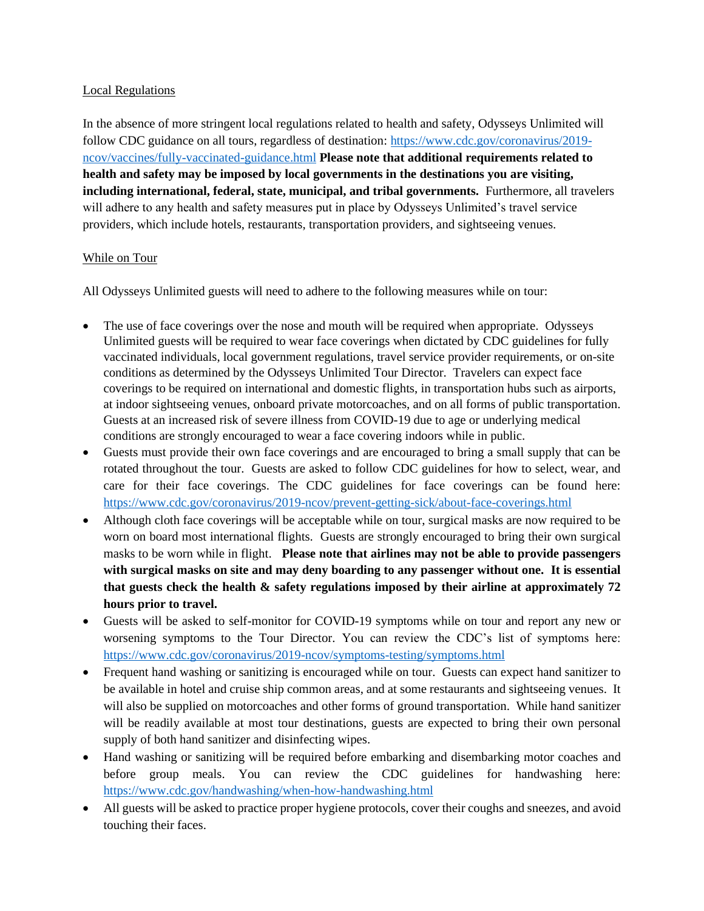Local Regulations

In the absence of more stringent local regulations related to health and safety, Odysseys Unlimited will follow CDC guidance on all tours, regardless of destination: https://www.cdc.gov/coronavirus/2019-ncov/vaccines/fully-vaccinated-guidance.html **Please note that additional requirements related to health and safety may be imposed by local governments in the destinations you are visiting, including international, federal, state, municipal, and tribal governments.** Furthermore, all travelers will adhere to any health and safety measures put in place by Odysseys Unlimited's travel service providers, which include hotels, restaurants, transportation providers, and sightseeing venues.

While on Tour

All Odysseys Unlimited guests will need to adhere to the following measures while on tour:

- The use of face coverings over the nose and mouth will be required when appropriate. Odysseys Unlimited guests will be required to wear face coverings when dictated by CDC guidelines for fully vaccinated individuals, local government regulations, travel service provider requirements, or on-site conditions as determined by the Odysseys Unlimited Tour Director. Travelers can expect face coverings to be required on international and domestic flights, in transportation hubs such as airports, at indoor sightseeing venues, onboard private motorcoaches, and on all forms of public transportation. Guests at an increased risk of severe illness from COVID-19 due to age or underlying medical conditions are strongly encouraged to wear a face covering indoors while in public.
- Guests must provide their own face coverings and are encouraged to bring a small supply that can be rotated throughout the tour. Guests are asked to follow CDC guidelines for how to select, wear, and care for their face coverings. The CDC guidelines for face coverings can be found here: https://www.cdc.gov/coronavirus/2019-ncov/prevent-getting-sick/about-face-coverings.html
- Although cloth face coverings will be acceptable while on tour, surgical masks are now required to be worn on board most international flights. Guests are strongly encouraged to bring their own surgical masks to be worn while in flight. **Please note that airlines may not be able to provide passengers with surgical masks on site and may deny boarding to any passenger without one. It is essential that guests check the health & safety regulations imposed by their airline at approximately 72 hours prior to travel.**
- Guests will be asked to self-monitor for COVID-19 symptoms while on tour and report any new or worsening symptoms to the Tour Director. You can review the CDC's list of symptoms here: https://www.cdc.gov/coronavirus/2019-ncov/symptoms-testing/symptoms.html
- Frequent hand washing or sanitizing is encouraged while on tour. Guests can expect hand sanitizer to be available in hotel and cruise ship common areas, and at some restaurants and sightseeing venues. It will also be supplied on motorcoaches and other forms of ground transportation. While hand sanitizer will be readily available at most tour destinations, guests are expected to bring their own personal supply of both hand sanitizer and disinfecting wipes.
- Hand washing or sanitizing will be required before embarking and disembarking motor coaches and before group meals. You can review the CDC guidelines for handwashing here: https://www.cdc.gov/handwashing/when-how-handwashing.html
- All guests will be asked to practice proper hygiene protocols, cover their coughs and sneezes, and avoid touching their faces.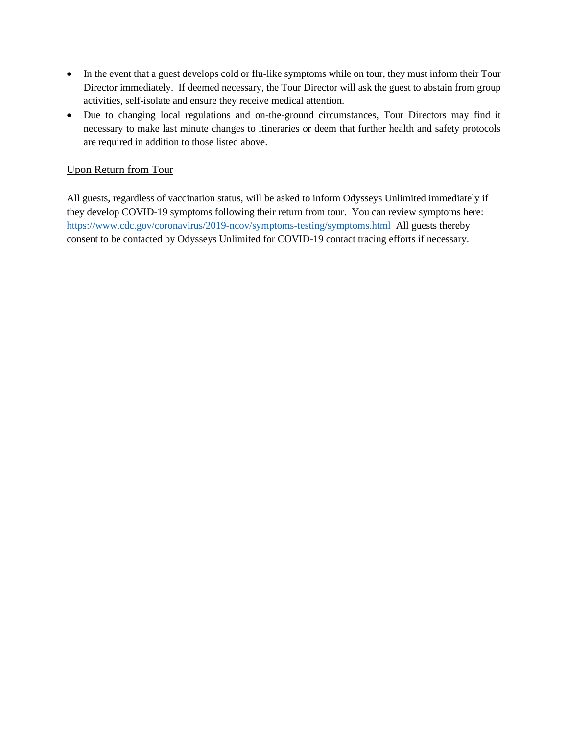- In the event that a guest develops cold or flu-like symptoms while on tour, they must inform their Tour Director immediately. If deemed necessary, the Tour Director will ask the guest to abstain from group activities, self-isolate and ensure they receive medical attention.
- Due to changing local regulations and on-the-ground circumstances, Tour Directors may find it necessary to make last minute changes to itineraries or deem that further health and safety protocols are required in addition to those listed above.

## Upon Return from Tour

All guests, regardless of vaccination status, will be asked to inform Odysseys Unlimited immediately if they develop COVID-19 symptoms following their return from tour. You can review symptoms here: https://www.cdc.gov/coronavirus/2019-ncov/symptoms-testing/symptoms.html All guests thereby consent to be contacted by Odysseys Unlimited for COVID-19 contact tracing efforts if necessary.